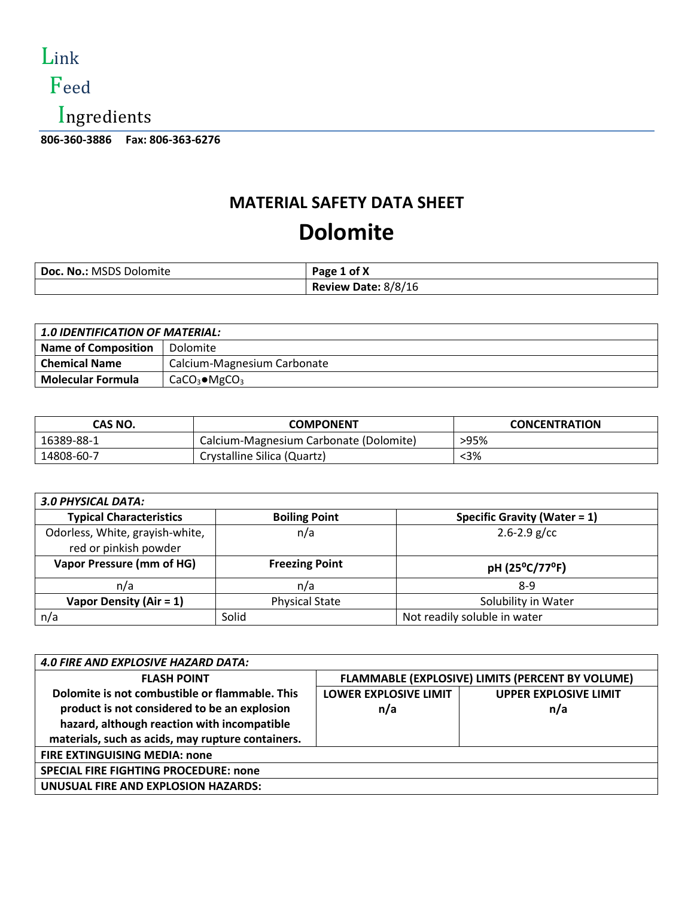Link

Feed

Ingredients

**806-360-3886 Fax: 806-363-6276**

# MATERIAL SAFETY DATA SHEET

# Dolomite

| **Doc. No.:** MSDS Dolomite | **Page 1 of X** |
|---|---|
| | **Review Date:** 8/8/16 |

| *1.0 IDENTIFICATION OF MATERIAL:* | |
|---|---|
| **Name of Composition** | Dolomite |
| **Chemical Name** | Calcium-Magnesium Carbonate |
| **Molecular Formula** | $CaCO_3 \bullet MgCO_3$ |

| CAS NO. | COMPONENT | CONCENTRATION |
|---|---|---|
| 16389-88-1 | Calcium-Magnesium Carbonate (Dolomite) | >95% |
| 14808-60-7 | Crystalline Silica (Quartz) | <3% |

| *3.0 PHYSICAL DATA:* | | |
|---|---|---|
| **Typical Characteristics** | **Boiling Point** | **Specific Gravity (Water = 1)** |
| Odorless, White, grayish-white, red or pinkish powder | n/a | 2.6-2.9 g/cc |
| **Vapor Pressure (mm of HG)** | **Freezing Point** | **pH (25$^{0}$C/77$^{0}$F)** |
| n/a | n/a | 8-9 |
| **Vapor Density (Air = 1)** | Physical State | Solubility in Water |
| n/a | Solid | Not readily soluble in water |

| *4.0 FIRE AND EXPLOSIVE HAZARD DATA:* | | |
|---|---|---|
| **FLASH POINT** | **FLAMMABLE (EXPLOSIVE) LIMITS (PERCENT BY VOLUME)** | |
| | **LOWER EXPLOSIVE LIMIT** | **UPPER EXPLOSIVE LIMIT** |
| **Dolomite is not combustible or flammable. This product is not considered to be an explosion hazard, although reaction with incompatible materials, such as acids, may rupture containers.** | **n/a** | **n/a** |
| **FIRE EXTINGUISING MEDIA: none** | | |
| **SPECIAL FIRE FIGHTING PROCEDURE: none** | | |
| **UNUSUAL FIRE AND EXPLOSION HAZARDS:** | | |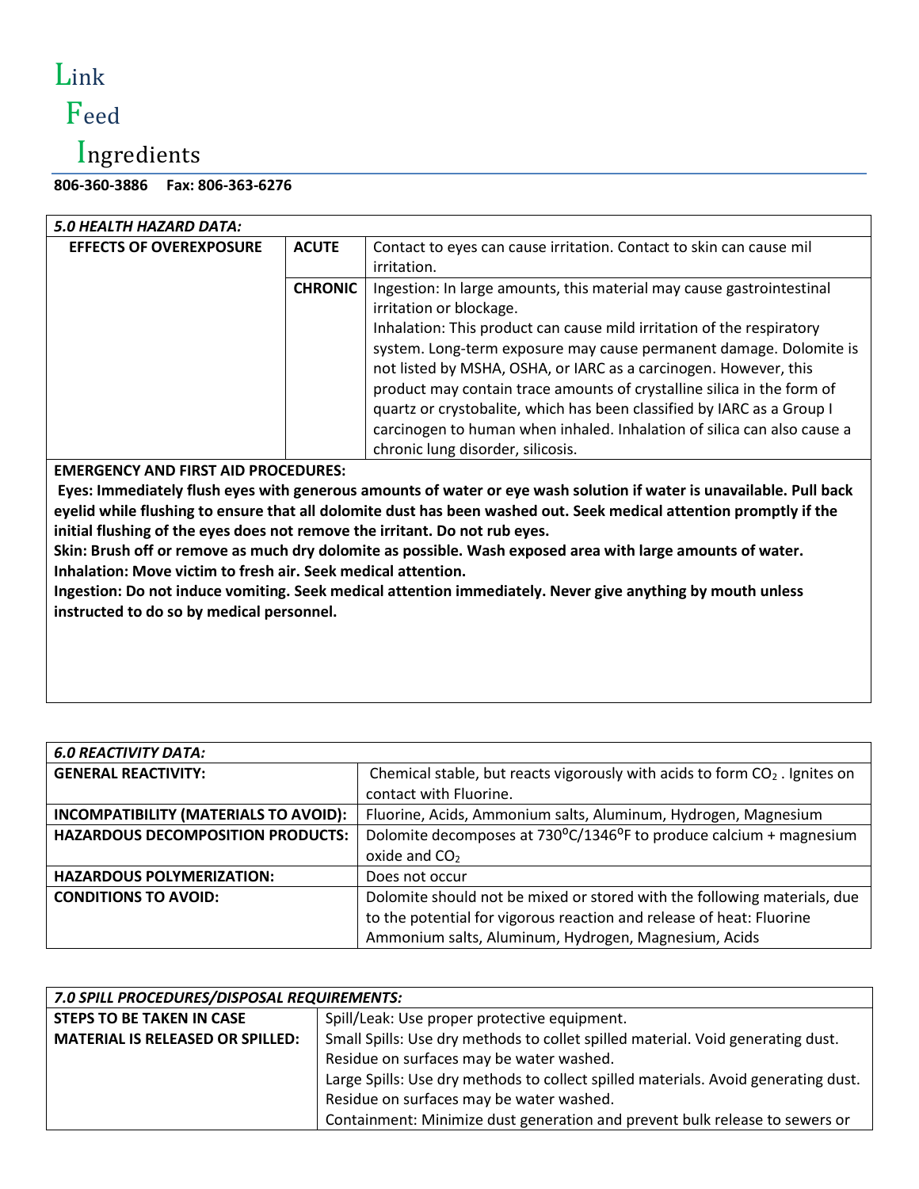**5.0 HEALTH HAZARD DATA:**

| EFFECTS OF OVEREXPOSURE | | |
|---|---|---|
| | **ACUTE** | Contact to eyes can cause irritation. Contact to skin can cause mil irritation. |
| | **CHRONIC** | Ingestion: In large amounts, this material may cause gastrointestinal irritation or blockage. Inhalation: This product can cause mild irritation of the respiratory system. Long-term exposure may cause permanent damage. Dolomite is not listed by MSHA, OSHA, or IARC as a carcinogen. However, this product may contain trace amounts of crystalline silica in the form of quartz or crystobalite, which has been classified by IARC as a Group I carcinogen to human when inhaled. Inhalation of silica can also cause a chronic lung disorder, silicosis. |

**EMERGENCY AND FIRST AID PROCEDURES:**

**Eyes: Immediately flush eyes with generous amounts of water or eye wash solution if water is unavailable. Pull back eyelid while flushing to ensure that all dolomite dust has been washed out. Seek medical attention promptly if the initial flushing of the eyes does not remove the irritant. Do not rub eyes.**

**Skin: Brush off or remove as much dry dolomite as possible. Wash exposed area with large amounts of water.**

**Inhalation: Move victim to fresh air. Seek medical attention.**

**Ingestion: Do not induce vomiting. Seek medical attention immediately. Never give anything by mouth unless instructed to do so by medical personnel.**

| *6.0 REACTIVITY DATA:* | |
|---|---|
| **GENERAL REACTIVITY:** | Chemical stable, but reacts vigorously with acids to form $CO_2$ . Ignites on contact with Fluorine. |
| **INCOMPATIBILITY (MATERIALS TO AVOID):** | Fluorine, Acids, Ammonium salts, Aluminum, Hydrogen, Magnesium |
| **HAZARDOUS DECOMPOSITION PRODUCTS:** | Dolomite decomposes at 730ºC/1346ºF to produce calcium + magnesium oxide and $CO_2$ |
| **HAZARDOUS POLYMERIZATION:** | Does not occur |
| **CONDITIONS TO AVOID:** | Dolomite should not be mixed or stored with the following materials, due to the potential for vigorous reaction and release of heat: Fluorine Ammonium salts, Aluminum, Hydrogen, Magnesium, Acids |

| *7.0 SPILL PROCEDURES/DISPOSAL REQUIREMENTS:* | |
|---|---|
| **STEPS TO BE TAKEN IN CASE MATERIAL IS RELEASED OR SPILLED:** | Spill/Leak: Use proper protective equipment.<br>Small Spills: Use dry methods to collet spilled material. Void generating dust. Residue on surfaces may be water washed.<br>Large Spills: Use dry methods to collect spilled materials. Avoid generating dust. Residue on surfaces may be water washed.<br>Containment: Minimize dust generation and prevent bulk release to sewers or |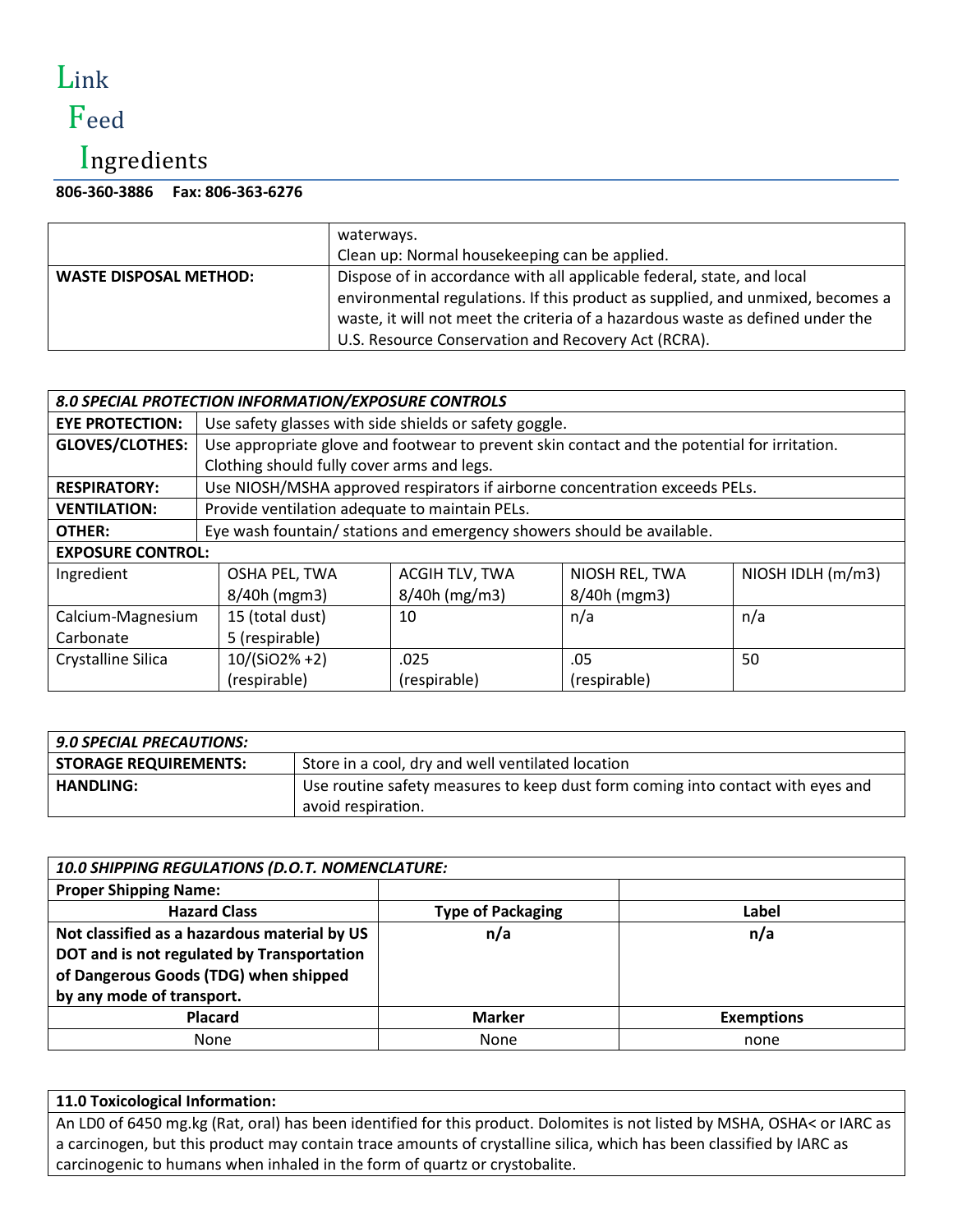# Link Feed Ingredients

**806-360-3886 Fax: 806-363-6276**

| | |
|---|---|
| | waterways.<br>Clean up: Normal housekeeping can be applied. |
| **WASTE DISPOSAL METHOD:** | Dispose of in accordance with all applicable federal, state, and local environmental regulations. If this product as supplied, and unmixed, becomes a waste, it will not meet the criteria of a hazardous waste as defined under the U.S. Resource Conservation and Recovery Act (RCRA). |

| ***8.0 SPECIAL PROTECTION INFORMATION/EXPOSURE CONTROLS*** | | | | |
|---|---|---|---|---|
| **EYE PROTECTION:** | Use safety glasses with side shields or safety goggle. | | | |
| **GLOVES/CLOTHES:** | Use appropriate glove and footwear to prevent skin contact and the potential for irritation. Clothing should fully cover arms and legs. | | | |
| **RESPIRATORY:** | Use NIOSH/MSHA approved respirators if airborne concentration exceeds PELs. | | | |
| **VENTILATION:** | Provide ventilation adequate to maintain PELs. | | | |
| **OTHER:** | Eye wash fountain/ stations and emergency showers should be available. | | | |
| **EXPOSURE CONTROL:** | | | | |
| Ingredient | OSHA PEL, TWA 8/40h (mgm3) | ACGIH TLV, TWA 8/40h (mg/m3) | NIOSH REL, TWA 8/40h (mgm3) | NIOSH IDLH (m/m3) |
| Calcium-Magnesium Carbonate | 15 (total dust)<br>5 (respirable) | 10 | n/a | n/a |
| Crystalline Silica | 10/(SiO2% +2)<br>(respirable) | .025<br>(respirable) | .05<br>(respirable) | 50 |

| ***9.0 SPECIAL PRECAUTIONS:*** | |
|---|---|
| **STORAGE REQUIREMENTS:** | Store in a cool, dry and well ventilated location |
| **HANDLING:** | Use routine safety measures to keep dust form coming into contact with eyes and avoid respiration. |

| ***10.0 SHIPPING REGULATIONS (D.O.T. NOMENCLATURE:*** | | |
|---|---|---|
| **Proper Shipping Name:** | | |
| **Hazard Class** | **Type of Packaging** | **Label** |
| **Not classified as a hazardous material by US DOT and is not regulated by Transportation of Dangerous Goods (TDG) when shipped by any mode of transport.** | **n/a** | **n/a** |
| **Placard** | **Marker** | **Exemptions** |
| None | None | none |

| **11.0 Toxicological Information:** |
|---|
| An LD0 of 6450 mg.kg (Rat, oral) has been identified for this product. Dolomites is not listed by MSHA, OSHA< or IARC as a carcinogen, but this product may contain trace amounts of crystalline silica, which has been classified by IARC as carcinogenic to humans when inhaled in the form of quartz or crystobalite. |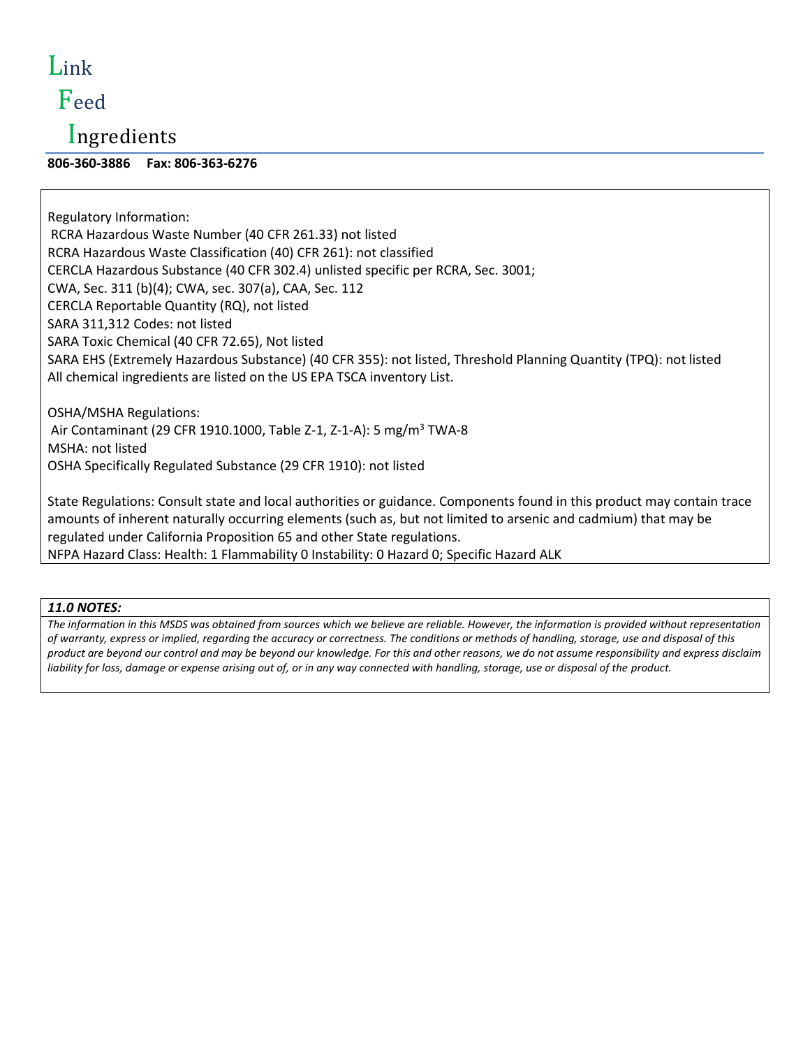Link

Feed

Ingredients

**806-360-3886 Fax: 806-363-6276**

Regulatory Information:
RCRA Hazardous Waste Number (40 CFR 261.33) not listed
RCRA Hazardous Waste Classification (40) CFR 261): not classified
CERCLA Hazardous Substance (40 CFR 302.4) unlisted specific per RCRA, Sec. 3001;
CWA, Sec. 311 (b)(4); CWA, sec. 307(a), CAA, Sec. 112
CERCLA Reportable Quantity (RQ), not listed
SARA 311,312 Codes: not listed
SARA Toxic Chemical (40 CFR 72.65), Not listed
SARA EHS (Extremely Hazardous Substance) (40 CFR 355): not listed, Threshold Planning Quantity (TPQ): not listed
All chemical ingredients are listed on the US EPA TSCA inventory List.

OSHA/MSHA Regulations:
Air Contaminant (29 CFR 1910.1000, Table Z-1, Z-1-A): 5 mg/m$^3$ TWA-8
MSHA: not listed
OSHA Specifically Regulated Substance (29 CFR 1910): not listed

State Regulations: Consult state and local authorities or guidance. Components found in this product may contain trace amounts of inherent naturally occurring elements (such as, but not limited to arsenic and cadmium) that may be regulated under California Proposition 65 and other State regulations.
NFPA Hazard Class: Health: 1 Flammability 0 Instability: 0 Hazard 0; Specific Hazard ALK

***11.0 NOTES:***

*The information in this MSDS was obtained from sources which we believe are reliable. However, the information is provided without representation of warranty, express or implied, regarding the accuracy or correctness. The conditions or methods of handling, storage, use and disposal of this product are beyond our control and may be beyond our knowledge. For this and other reasons, we do not assume responsibility and express disclaim liability for loss, damage or expense arising out of, or in any way connected with handling, storage, use or disposal of the product.*